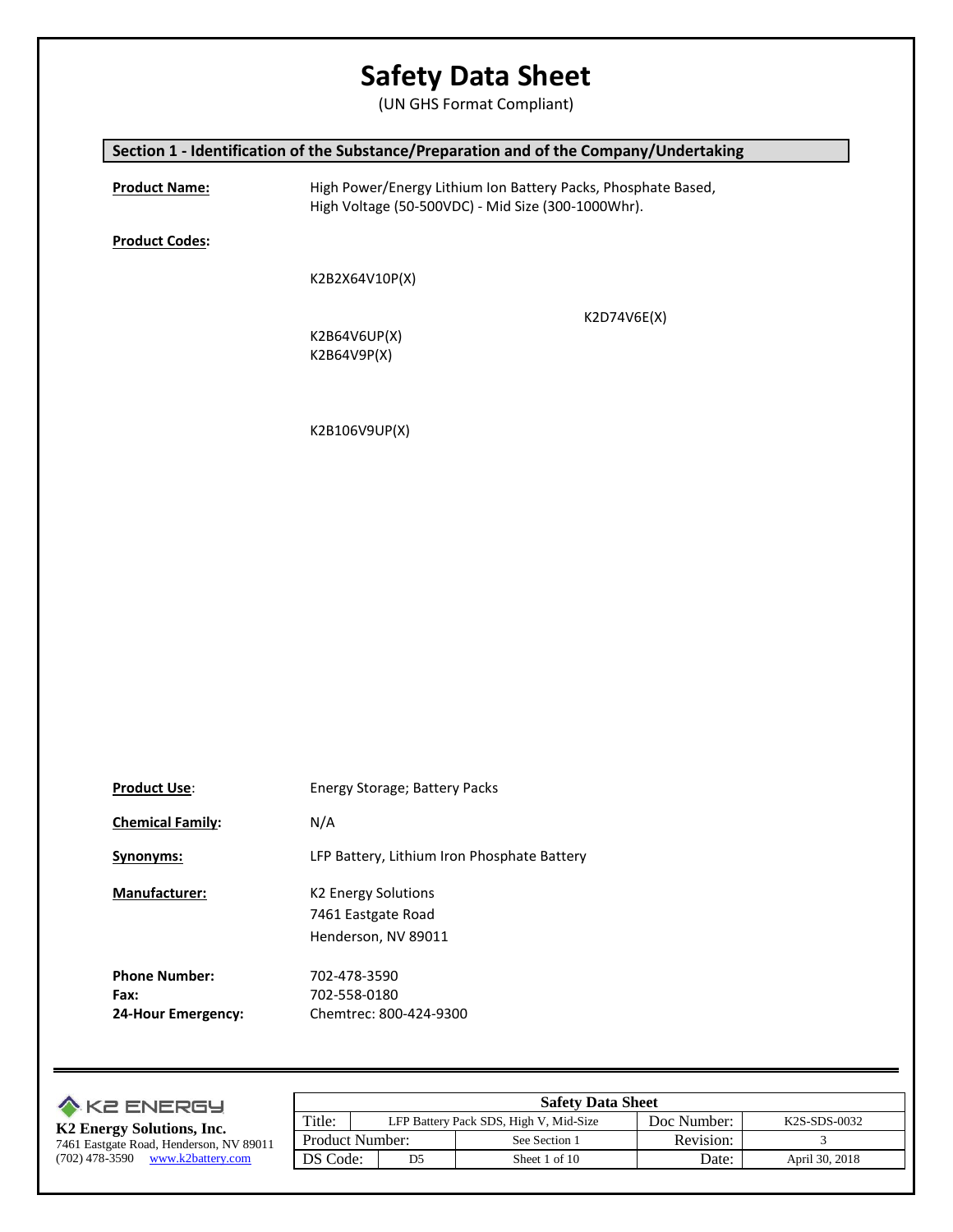# Safety Data Sheet

(UN GHS Format Compliant)

## Section 1 - Identification of the Substance/Preparation and of the Company/Undertaking

**Product Name:** High Power/Energy Lithium Ion Battery Packs, Phosphate Based, High Voltage (50-500VDC) - Mid Size (300-1000Whr).

**Product Codes:**

K2B2X64V10P(X)

K2D74V6E(X)

K2B64V6UP(X)
K2B64V9P(X)

K2B106V9UP(X)

**Product Use:** Energy Storage; Battery Packs

**Chemical Family:** N/A

**Synonyms:** LFP Battery, Lithium Iron Phosphate Battery

**Manufacturer:** K2 Energy Solutions
7461 Eastgate Road
Henderson, NV 89011

**Phone Number:** 702-478-3590
**Fax:** 702-558-0180
**24-Hour Emergency:** Chemtrec: 800-424-9300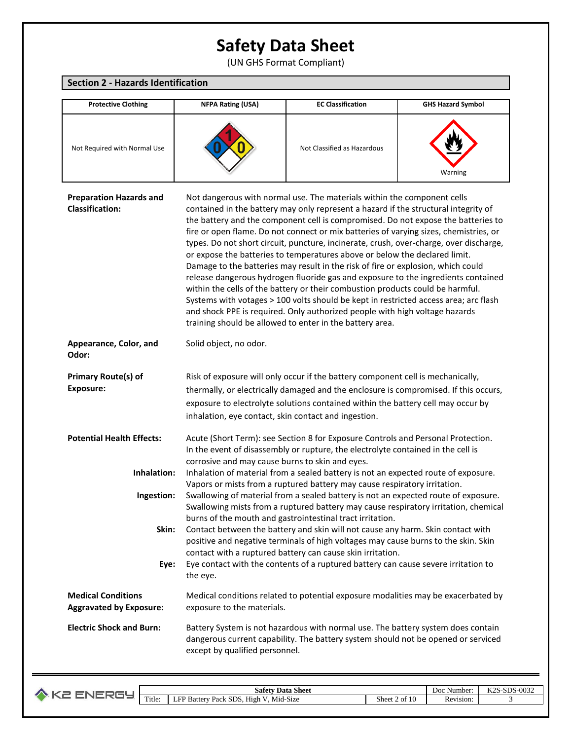# Safety Data Sheet

(UN GHS Format Compliant)

## Section 2 - Hazards Identification

| Protective Clothing | NFPA Rating (USA) | EC Classification | GHS Hazard Symbol |
| --- | --- | --- | --- |
| Not Required with Normal Use | 1 / 0 / 0 | Not Classified as Hazardous | Warning |

**Preparation Hazards and Classification:**
Not dangerous with normal use. The materials within the component cells contained in the battery may only represent a hazard if the structural integrity of the battery and the component cell is compromised. Do not expose the batteries to fire or open flame. Do not connect or mix batteries of varying sizes, chemistries, or types. Do not short circuit, puncture, incinerate, crush, over-charge, over discharge, or expose the batteries to temperatures above or below the declared limit. Damage to the batteries may result in the risk of fire or explosion, which could release dangerous hydrogen fluoride gas and exposure to the ingredients contained within the cells of the battery or their combustion products could be harmful. Systems with votages > 100 volts should be kept in restricted access area; arc flash and shock PPE is required. Only authorized people with high voltage hazards training should be allowed to enter in the battery area.

**Appearance, Color, and Odor:**
Solid object, no odor.

**Primary Route(s) of Exposure:**
Risk of exposure will only occur if the battery component cell is mechanically, thermally, or electrically damaged and the enclosure is compromised. If this occurs, exposure to electrolyte solutions contained within the battery cell may occur by inhalation, eye contact, skin contact and ingestion.

**Potential Health Effects:**
Acute (Short Term): see Section 8 for Exposure Controls and Personal Protection. In the event of disassembly or rupture, the electrolyte contained in the cell is corrosive and may cause burns to skin and eyes.

**Inhalation:** Inhalation of material from a sealed battery is not an expected route of exposure. Vapors or mists from a ruptured battery may cause respiratory irritation.

**Ingestion:** Swallowing of material from a sealed battery is not an expected route of exposure. Swallowing mists from a ruptured battery may cause respiratory irritation, chemical burns of the mouth and gastrointestinal tract irritation.

**Skin:** Contact between the battery and skin will not cause any harm. Skin contact with positive and negative terminals of high voltages may cause burns to the skin. Skin contact with a ruptured battery can cause skin irritation.

**Eye:** Eye contact with the contents of a ruptured battery can cause severe irritation to the eye.

**Medical Conditions Aggravated by Exposure:**
Medical conditions related to potential exposure modalities may be exacerbated by exposure to the materials.

**Electric Shock and Burn:**
Battery System is not hazardous with normal use. The battery system does contain dangerous current capability. The battery system should not be opened or serviced except by qualified personnel.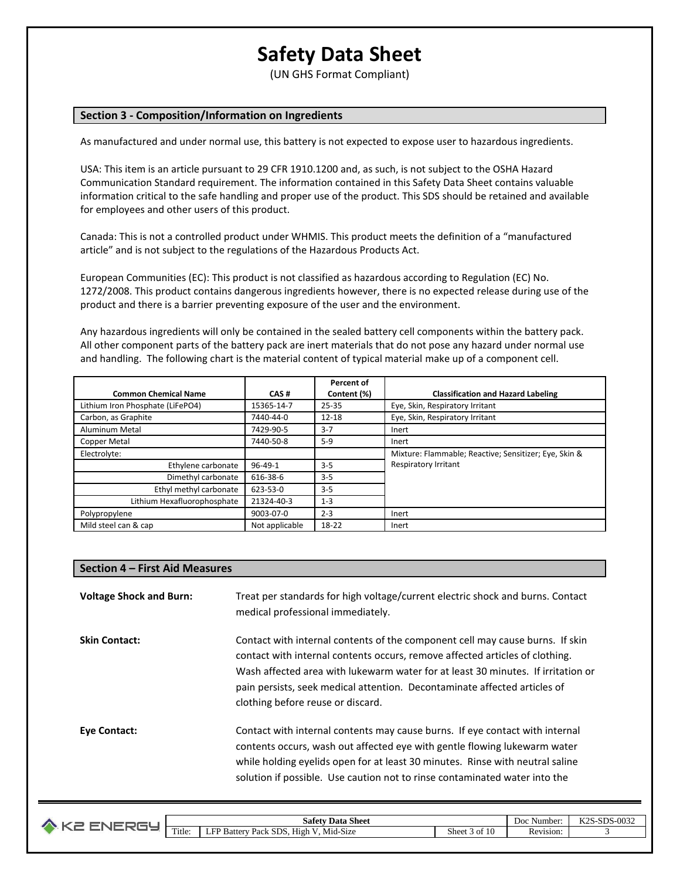# Safety Data Sheet

(UN GHS Format Compliant)

## Section 3 - Composition/Information on Ingredients

As manufactured and under normal use, this battery is not expected to expose user to hazardous ingredients.

USA: This item is an article pursuant to 29 CFR 1910.1200 and, as such, is not subject to the OSHA Hazard Communication Standard requirement. The information contained in this Safety Data Sheet contains valuable information critical to the safe handling and proper use of the product. This SDS should be retained and available for employees and other users of this product.

Canada: This is not a controlled product under WHMIS. This product meets the definition of a "manufactured article" and is not subject to the regulations of the Hazardous Products Act.

European Communities (EC): This product is not classified as hazardous according to Regulation (EC) No. 1272/2008. This product contains dangerous ingredients however, there is no expected release during use of the product and there is a barrier preventing exposure of the user and the environment.

Any hazardous ingredients will only be contained in the sealed battery cell components within the battery pack. All other component parts of the battery pack are inert materials that do not pose any hazard under normal use and handling. The following chart is the material content of typical material make up of a component cell.

| Common Chemical Name | CAS # | Percent of Content (%) | Classification and Hazard Labeling |
|---|---|---|---|
| Lithium Iron Phosphate (LiFePO4) | 15365-14-7 | 25-35 | Eye, Skin, Respiratory Irritant |
| Carbon, as Graphite | 7440-44-0 | 12-18 | Eye, Skin, Respiratory Irritant |
| Aluminum Metal | 7429-90-5 | 3-7 | Inert |
| Copper Metal | 7440-50-8 | 5-9 | Inert |
| Electrolyte: | | | Mixture: Flammable; Reactive; Sensitizer; Eye, Skin & Respiratory Irritant |
| Ethylene carbonate | 96-49-1 | 3-5 | |
| Dimethyl carbonate | 616-38-6 | 3-5 | |
| Ethyl methyl carbonate | 623-53-0 | 3-5 | |
| Lithium Hexafluorophosphate | 21324-40-3 | 1-3 | |
| Polypropylene | 9003-07-0 | 2-3 | Inert |
| Mild steel can & cap | Not applicable | 18-22 | Inert |

## Section 4 – First Aid Measures

**Voltage Shock and Burn:** Treat per standards for high voltage/current electric shock and burns. Contact medical professional immediately.

**Skin Contact:** Contact with internal contents of the component cell may cause burns. If skin contact with internal contents occurs, remove affected articles of clothing. Wash affected area with lukewarm water for at least 30 minutes. If irritation or pain persists, seek medical attention. Decontaminate affected articles of clothing before reuse or discard.

**Eye Contact:** Contact with internal contents may cause burns. If eye contact with internal contents occurs, wash out affected eye with gentle flowing lukewarm water while holding eyelids open for at least 30 minutes. Rinse with neutral saline solution if possible. Use caution not to rinse contaminated water into the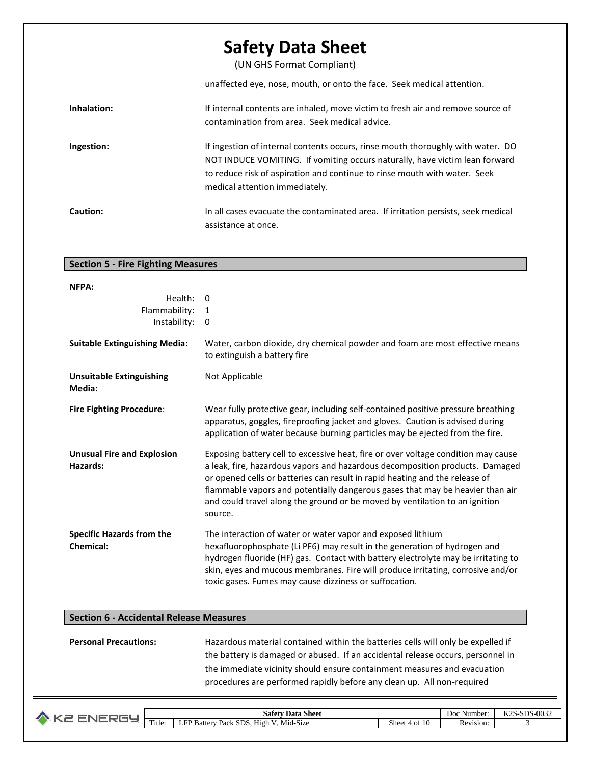unaffected eye, nose, mouth, or onto the face. Seek medical attention.

**Inhalation:** If internal contents are inhaled, move victim to fresh air and remove source of contamination from area. Seek medical advice.

**Ingestion:** If ingestion of internal contents occurs, rinse mouth thoroughly with water. DO NOT INDUCE VOMITING. If vomiting occurs naturally, have victim lean forward to reduce risk of aspiration and continue to rinse mouth with water. Seek medical attention immediately.

**Caution:** In all cases evacuate the contaminated area. If irritation persists, seek medical assistance at once.

## Section 5 - Fire Fighting Measures

**NFPA:**

| | |
|---|---|
| Health: | 0 |
| Flammability: | 1 |
| Instability: | 0 |

**Suitable Extinguishing Media:** Water, carbon dioxide, dry chemical powder and foam are most effective means to extinguish a battery fire

**Unsuitable Extinguishing Media:** Not Applicable

**Fire Fighting Procedure**: Wear fully protective gear, including self-contained positive pressure breathing apparatus, goggles, fireproofing jacket and gloves. Caution is advised during application of water because burning particles may be ejected from the fire.

**Unusual Fire and Explosion Hazards:** Exposing battery cell to excessive heat, fire or over voltage condition may cause a leak, fire, hazardous vapors and hazardous decomposition products. Damaged or opened cells or batteries can result in rapid heating and the release of flammable vapors and potentially dangerous gases that may be heavier than air and could travel along the ground or be moved by ventilation to an ignition source.

**Specific Hazards from the Chemical:** The interaction of water or water vapor and exposed lithium hexafluorophosphate (Li PF6) may result in the generation of hydrogen and hydrogen fluoride (HF) gas. Contact with battery electrolyte may be irritating to skin, eyes and mucous membranes. Fire will produce irritating, corrosive and/or toxic gases. Fumes may cause dizziness or suffocation.

## Section 6 - Accidental Release Measures

**Personal Precautions:** Hazardous material contained within the batteries cells will only be expelled if the battery is damaged or abused. If an accidental release occurs, personnel in the immediate vicinity should ensure containment measures and evacuation procedures are performed rapidly before any clean up. All non-required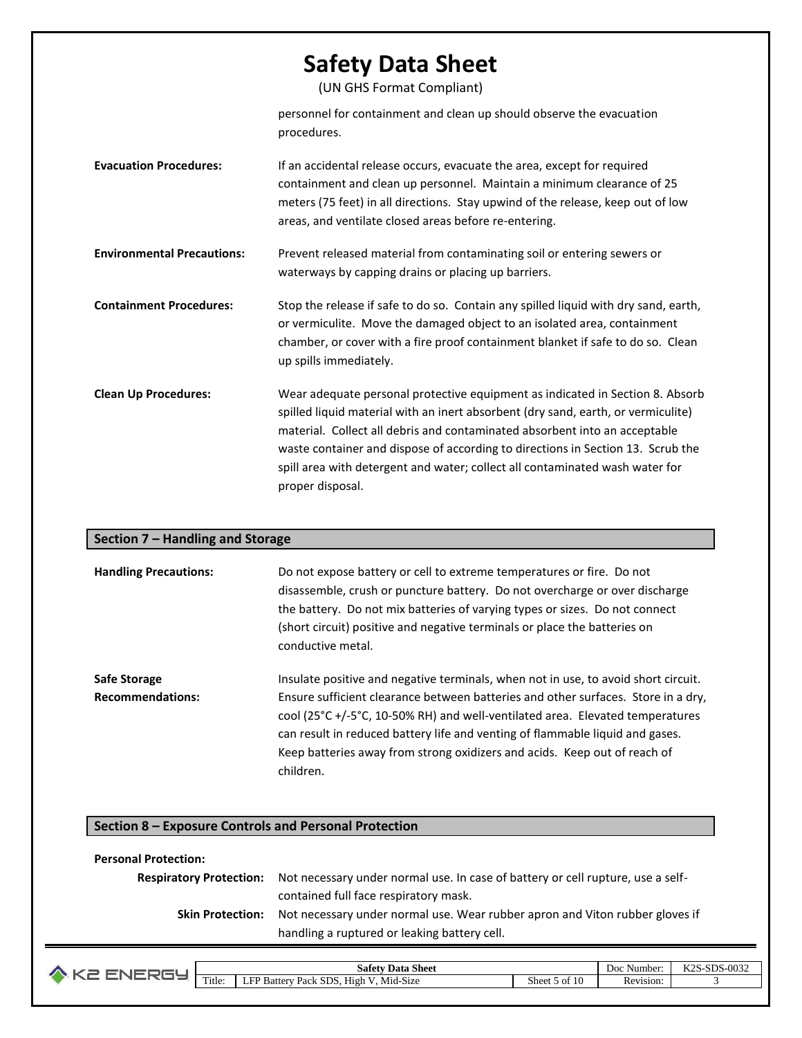personnel for containment and clean up should observe the evacuation procedures.

**Evacuation Procedures:** If an accidental release occurs, evacuate the area, except for required containment and clean up personnel. Maintain a minimum clearance of 25 meters (75 feet) in all directions. Stay upwind of the release, keep out of low areas, and ventilate closed areas before re-entering.

**Environmental Precautions:** Prevent released material from contaminating soil or entering sewers or waterways by capping drains or placing up barriers.

**Containment Procedures:** Stop the release if safe to do so. Contain any spilled liquid with dry sand, earth, or vermiculite. Move the damaged object to an isolated area, containment chamber, or cover with a fire proof containment blanket if safe to do so. Clean up spills immediately.

**Clean Up Procedures:** Wear adequate personal protective equipment as indicated in Section 8. Absorb spilled liquid material with an inert absorbent (dry sand, earth, or vermiculite) material. Collect all debris and contaminated absorbent into an acceptable waste container and dispose of according to directions in Section 13. Scrub the spill area with detergent and water; collect all contaminated wash water for proper disposal.

## Section 7 – Handling and Storage

**Handling Precautions:** Do not expose battery or cell to extreme temperatures or fire. Do not disassemble, crush or puncture battery. Do not overcharge or over discharge the battery. Do not mix batteries of varying types or sizes. Do not connect (short circuit) positive and negative terminals or place the batteries on conductive metal.

**Safe Storage Recommendations:** Insulate positive and negative terminals, when not in use, to avoid short circuit. Ensure sufficient clearance between batteries and other surfaces. Store in a dry, cool (25°C +/-5°C, 10-50% RH) and well-ventilated area. Elevated temperatures can result in reduced battery life and venting of flammable liquid and gases. Keep batteries away from strong oxidizers and acids. Keep out of reach of children.

## Section 8 – Exposure Controls and Personal Protection

**Personal Protection:**

**Respiratory Protection:** Not necessary under normal use. In case of battery or cell rupture, use a self-contained full face respiratory mask.

**Skin Protection:** Not necessary under normal use. Wear rubber apron and Viton rubber gloves if handling a ruptured or leaking battery cell.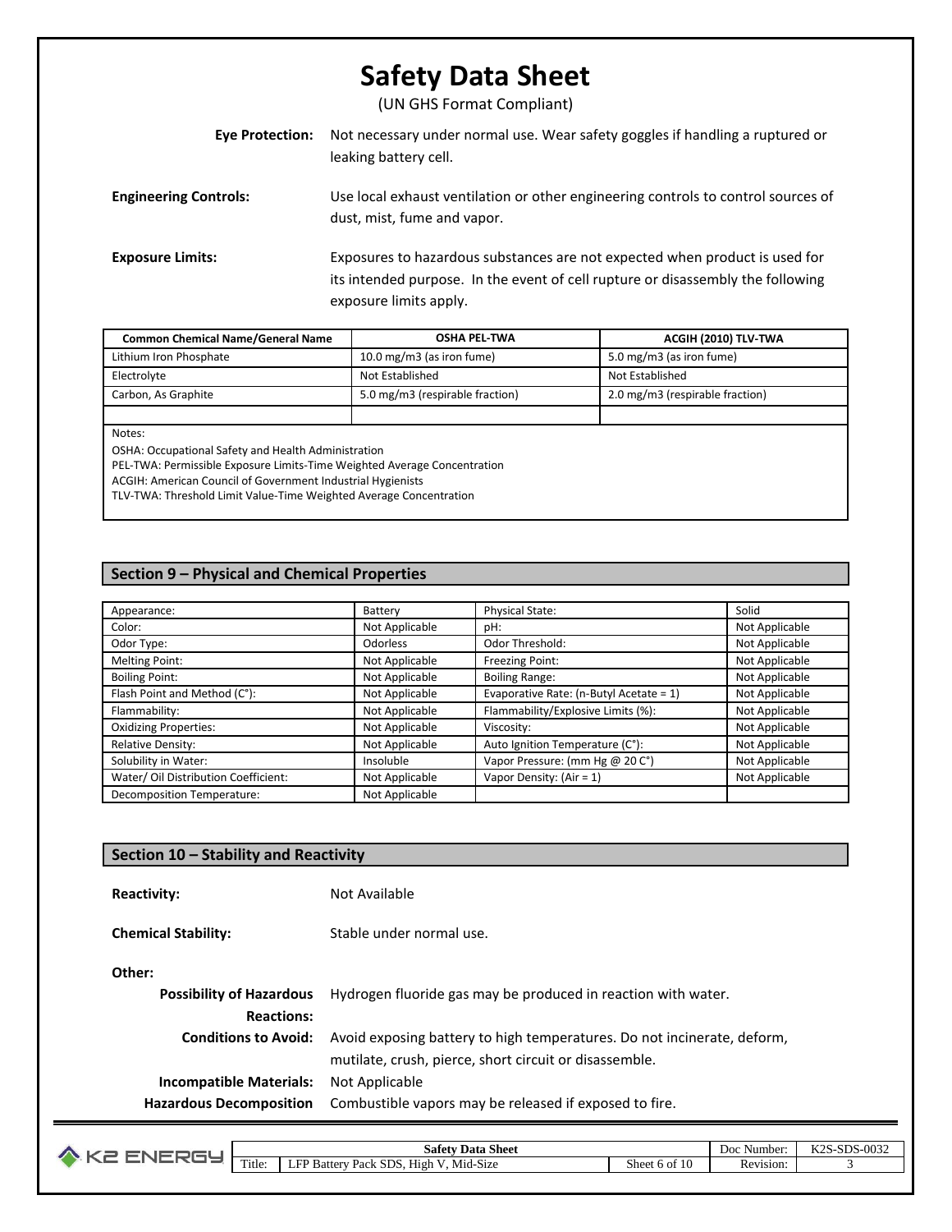# Safety Data Sheet

(UN GHS Format Compliant)

**Eye Protection:** Not necessary under normal use. Wear safety goggles if handling a ruptured or leaking battery cell.

**Engineering Controls:** Use local exhaust ventilation or other engineering controls to control sources of dust, mist, fume and vapor.

**Exposure Limits:** Exposures to hazardous substances are not expected when product is used for its intended purpose. In the event of cell rupture or disassembly the following exposure limits apply.

| Common Chemical Name/General Name | OSHA PEL-TWA | ACGIH (2010) TLV-TWA |
|---|---|---|
| Lithium Iron Phosphate | 10.0 mg/m3 (as iron fume) | 5.0 mg/m3 (as iron fume) |
| Electrolyte | Not Established | Not Established |
| Carbon, As Graphite | 5.0 mg/m3 (respirable fraction) | 2.0 mg/m3 (respirable fraction) |
| | | |

Notes:
OSHA: Occupational Safety and Health Administration
PEL-TWA: Permissible Exposure Limits-Time Weighted Average Concentration
ACGIH: American Council of Government Industrial Hygienists
TLV-TWA: Threshold Limit Value-Time Weighted Average Concentration

## Section 9 – Physical and Chemical Properties

| | | | |
|---|---|---|---|
| Appearance: | Battery | Physical State: | Solid |
| Color: | Not Applicable | pH: | Not Applicable |
| Odor Type: | Odorless | Odor Threshold: | Not Applicable |
| Melting Point: | Not Applicable | Freezing Point: | Not Applicable |
| Boiling Point: | Not Applicable | Boiling Range: | Not Applicable |
| Flash Point and Method (C°): | Not Applicable | Evaporative Rate: (n-Butyl Acetate = 1) | Not Applicable |
| Flammability: | Not Applicable | Flammability/Explosive Limits (%): | Not Applicable |
| Oxidizing Properties: | Not Applicable | Viscosity: | Not Applicable |
| Relative Density: | Not Applicable | Auto Ignition Temperature (C°): | Not Applicable |
| Solubility in Water: | Insoluble | Vapor Pressure: (mm Hg @ 20 C°) | Not Applicable |
| Water/ Oil Distribution Coefficient: | Not Applicable | Vapor Density: (Air = 1) | Not Applicable |
| Decomposition Temperature: | Not Applicable | | |

## Section 10 – Stability and Reactivity

**Reactivity:** Not Available

**Chemical Stability:** Stable under normal use.

**Other:**

**Possibility of Hazardous Reactions:** Hydrogen fluoride gas may be produced in reaction with water.

**Conditions to Avoid:** Avoid exposing battery to high temperatures. Do not incinerate, deform, mutilate, crush, pierce, short circuit or disassemble.

**Incompatible Materials:** Not Applicable

**Hazardous Decomposition** Combustible vapors may be released if exposed to fire.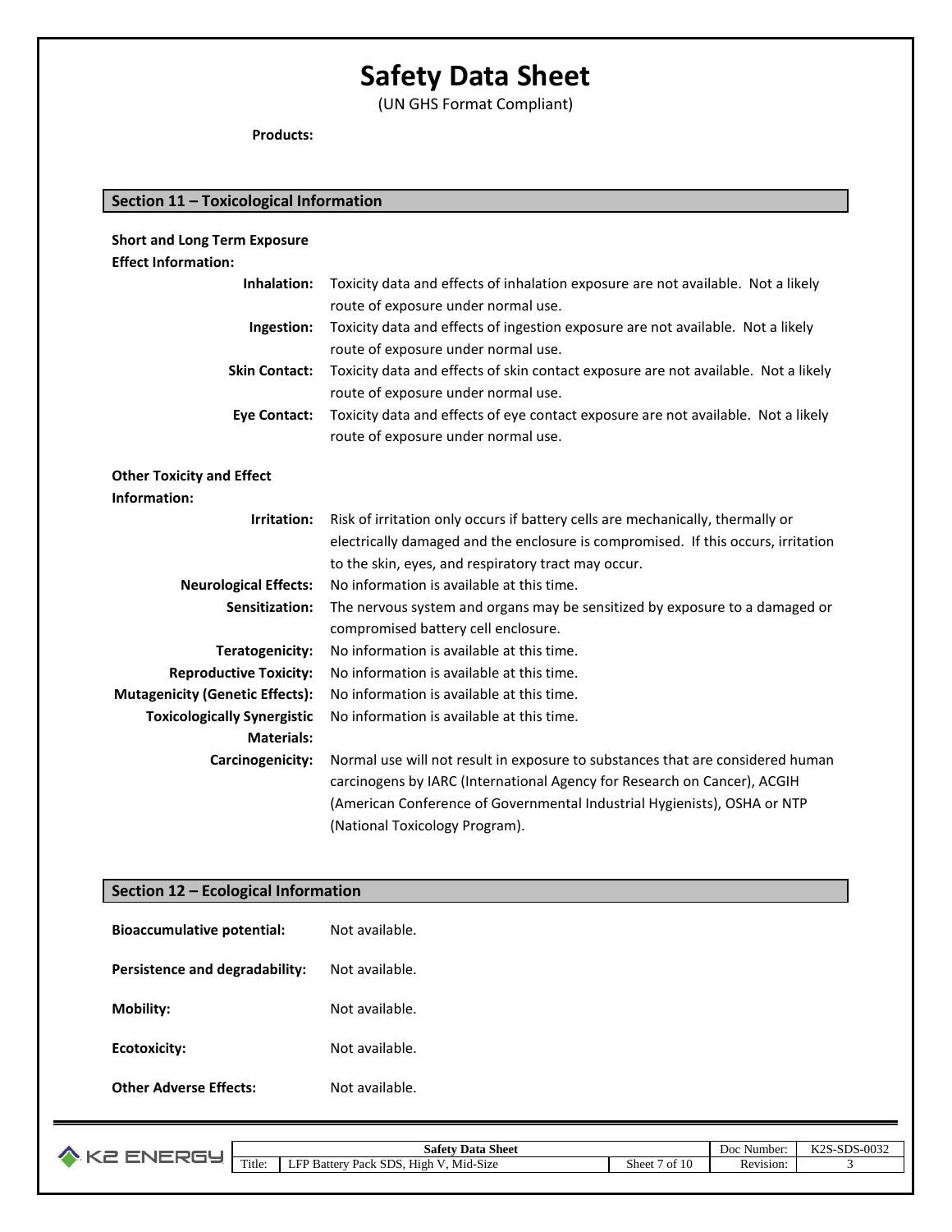# Safety Data Sheet

(UN GHS Format Compliant)

**Products:**

## Section 11 – Toxicological Information

**Short and Long Term Exposure Effect Information:**

**Inhalation:** Toxicity data and effects of inhalation exposure are not available. Not a likely route of exposure under normal use.

**Ingestion:** Toxicity data and effects of ingestion exposure are not available. Not a likely route of exposure under normal use.

**Skin Contact:** Toxicity data and effects of skin contact exposure are not available. Not a likely route of exposure under normal use.

**Eye Contact:** Toxicity data and effects of eye contact exposure are not available. Not a likely route of exposure under normal use.

**Other Toxicity and Effect Information:**

**Irritation:** Risk of irritation only occurs if battery cells are mechanically, thermally or electrically damaged and the enclosure is compromised. If this occurs, irritation to the skin, eyes, and respiratory tract may occur.

**Neurological Effects:** No information is available at this time.

**Sensitization:** The nervous system and organs may be sensitized by exposure to a damaged or compromised battery cell enclosure.

**Teratogenicity:** No information is available at this time.

**Reproductive Toxicity:** No information is available at this time.

**Mutagenicity (Genetic Effects):** No information is available at this time.

**Toxicologically Synergistic Materials:** No information is available at this time.

**Carcinogenicity:** Normal use will not result in exposure to substances that are considered human carcinogens by IARC (International Agency for Research on Cancer), ACGIH (American Conference of Governmental Industrial Hygienists), OSHA or NTP (National Toxicology Program).

## Section 12 – Ecological Information

**Bioaccumulative potential:** Not available.

**Persistence and degradability:** Not available.

**Mobility:** Not available.

**Ecotoxicity:** Not available.

**Other Adverse Effects:** Not available.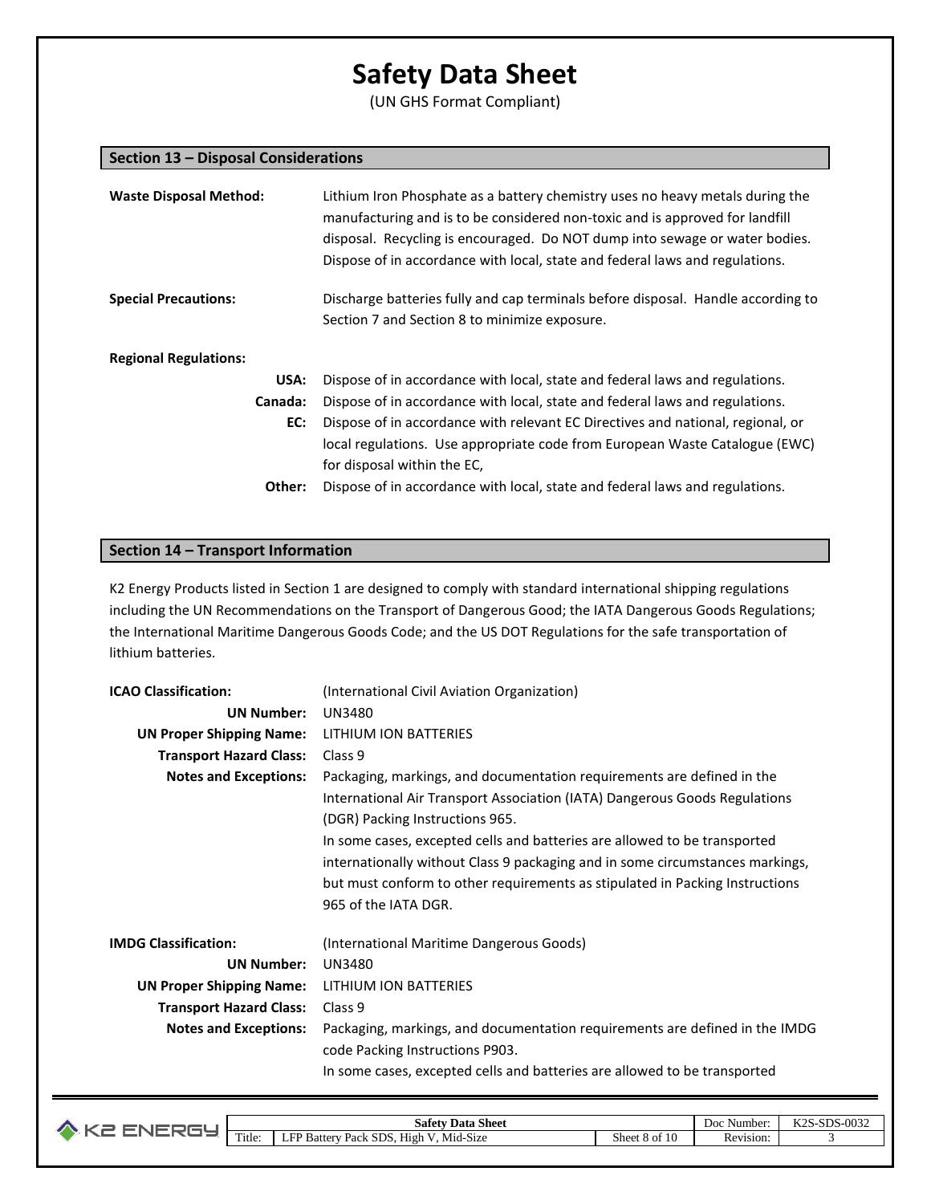# Safety Data Sheet

(UN GHS Format Compliant)

## Section 13 – Disposal Considerations

**Waste Disposal Method:** Lithium Iron Phosphate as a battery chemistry uses no heavy metals during the manufacturing and is to be considered non-toxic and is approved for landfill disposal. Recycling is encouraged. Do NOT dump into sewage or water bodies. Dispose of in accordance with local, state and federal laws and regulations.

**Special Precautions:** Discharge batteries fully and cap terminals before disposal. Handle according to Section 7 and Section 8 to minimize exposure.

**Regional Regulations:**

- **USA:** Dispose of in accordance with local, state and federal laws and regulations.
- **Canada:** Dispose of in accordance with local, state and federal laws and regulations.
- **EC:** Dispose of in accordance with relevant EC Directives and national, regional, or local regulations. Use appropriate code from European Waste Catalogue (EWC) for disposal within the EC,
- **Other:** Dispose of in accordance with local, state and federal laws and regulations.

## Section 14 – Transport Information

K2 Energy Products listed in Section 1 are designed to comply with standard international shipping regulations including the UN Recommendations on the Transport of Dangerous Good; the IATA Dangerous Goods Regulations; the International Maritime Dangerous Goods Code; and the US DOT Regulations for the safe transportation of lithium batteries.

**ICAO Classification:** (International Civil Aviation Organization)

- **UN Number:** UN3480
- **UN Proper Shipping Name:** LITHIUM ION BATTERIES
- **Transport Hazard Class:** Class 9
- **Notes and Exceptions:** Packaging, markings, and documentation requirements are defined in the International Air Transport Association (IATA) Dangerous Goods Regulations (DGR) Packing Instructions 965.
  In some cases, excepted cells and batteries are allowed to be transported internationally without Class 9 packaging and in some circumstances markings, but must conform to other requirements as stipulated in Packing Instructions 965 of the IATA DGR.

**IMDG Classification:** (International Maritime Dangerous Goods)

- **UN Number:** UN3480
- **UN Proper Shipping Name:** LITHIUM ION BATTERIES
- **Transport Hazard Class:** Class 9
- **Notes and Exceptions:** Packaging, markings, and documentation requirements are defined in the IMDG code Packing Instructions P903.
  In some cases, excepted cells and batteries are allowed to be transported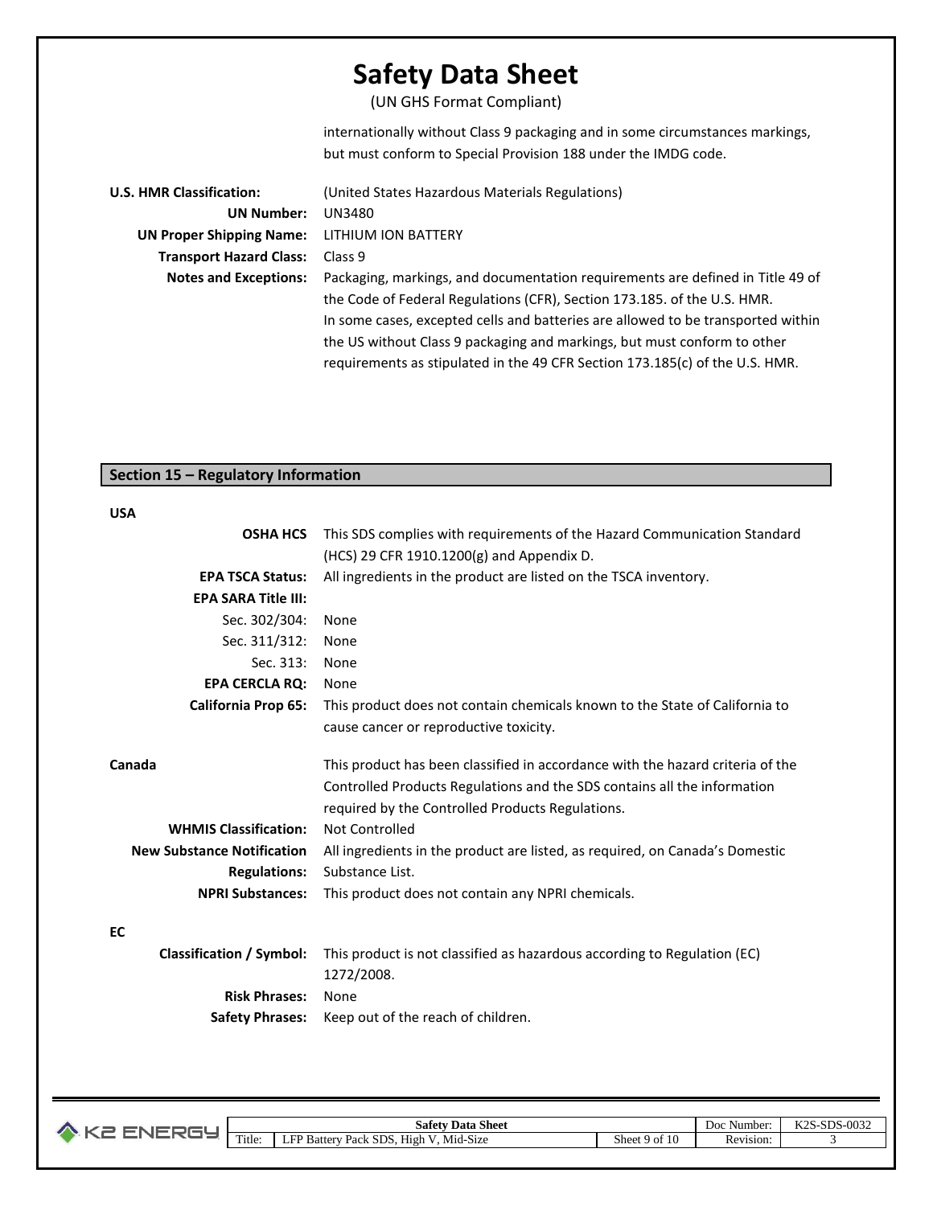internationally without Class 9 packaging and in some circumstances markings, but must conform to Special Provision 188 under the IMDG code.

**U.S. HMR Classification:** (United States Hazardous Materials Regulations)

**UN Number:** UN3480

**UN Proper Shipping Name:** LITHIUM ION BATTERY

**Transport Hazard Class:** Class 9

**Notes and Exceptions:** Packaging, markings, and documentation requirements are defined in Title 49 of the Code of Federal Regulations (CFR), Section 173.185. of the U.S. HMR.
In some cases, excepted cells and batteries are allowed to be transported within the US without Class 9 packaging and markings, but must conform to other requirements as stipulated in the 49 CFR Section 173.185(c) of the U.S. HMR.

## Section 15 – Regulatory Information

**USA**

**OSHA HCS** This SDS complies with requirements of the Hazard Communication Standard (HCS) 29 CFR 1910.1200(g) and Appendix D.

**EPA TSCA Status:** All ingredients in the product are listed on the TSCA inventory.

**EPA SARA Title III:**

Sec. 302/304: None

Sec. 311/312: None

Sec. 313: None

**EPA CERCLA RQ:** None

**California Prop 65:** This product does not contain chemicals known to the State of California to cause cancer or reproductive toxicity.

**Canada** This product has been classified in accordance with the hazard criteria of the Controlled Products Regulations and the SDS contains all the information required by the Controlled Products Regulations.

**WHMIS Classification:** Not Controlled

**New Substance Notification Regulations:** All ingredients in the product are listed, as required, on Canada's Domestic Substance List.

**NPRI Substances:** This product does not contain any NPRI chemicals.

**EC**

**Classification / Symbol:** This product is not classified as hazardous according to Regulation (EC) 1272/2008.

**Risk Phrases:** None

**Safety Phrases:** Keep out of the reach of children.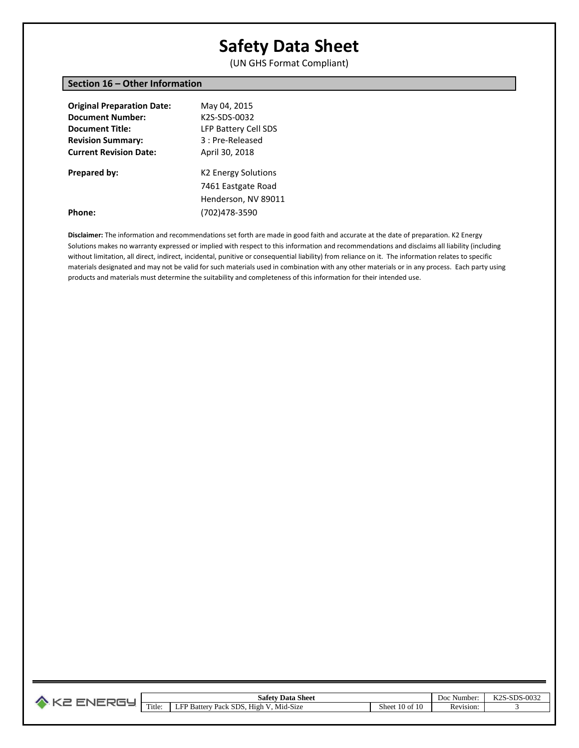# Safety Data Sheet

(UN GHS Format Compliant)

## Section 16 – Other Information

| | |
|---|---|
| **Original Preparation Date:** | May 04, 2015 |
| **Document Number:** | K2S-SDS-0032 |
| **Document Title:** | LFP Battery Cell SDS |
| **Revision Summary:** | 3 : Pre-Released |
| **Current Revision Date:** | April 30, 2018 |
| **Prepared by:** | K2 Energy Solutions<br>7461 Eastgate Road<br>Henderson, NV 89011 |
| **Phone:** | (702)478-3590 |

**Disclaimer:** The information and recommendations set forth are made in good faith and accurate at the date of preparation. K2 Energy Solutions makes no warranty expressed or implied with respect to this information and recommendations and disclaims all liability (including without limitation, all direct, indirect, incidental, punitive or consequential liability) from reliance on it. The information relates to specific materials designated and may not be valid for such materials used in combination with any other materials or in any process. Each party using products and materials must determine the suitability and completeness of this information for their intended use.